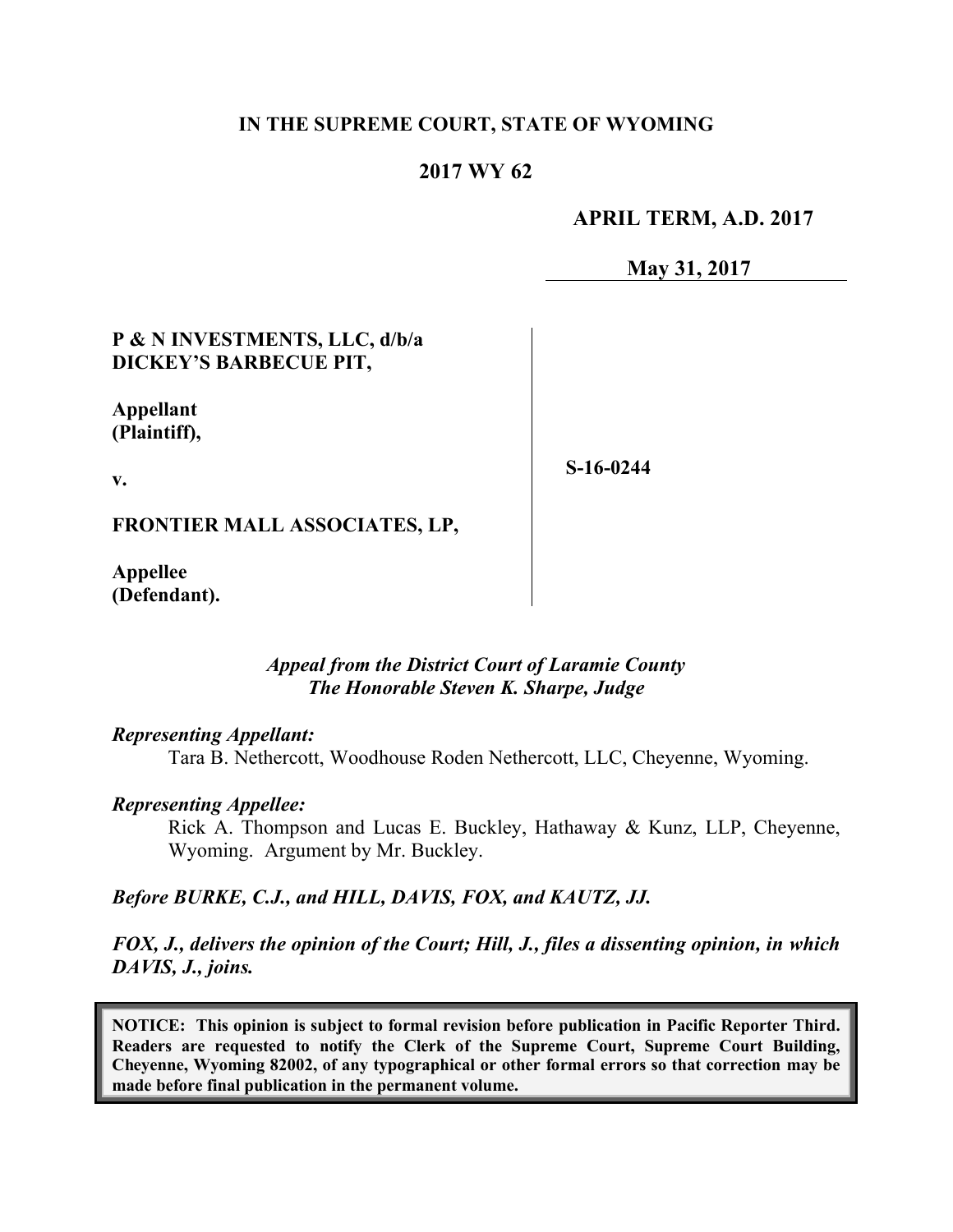**IN THE SUPREME COURT, STATE OF WYOMING**

**2017 WY 62**

**APRIL TERM, A.D. 2017**

**May 31, 2017**

**P & N INVESTMENTS, LLC, d/b/a DICKEY'S BARBECUE PIT,**

**Appellant (Plaintiff),**

**v.**

**FRONTIER MALL ASSOCIATES, LP,**

**Appellee (Defendant).**

**S-16-0244**

*Appeal from the District Court of Laramie County*
*The Honorable Steven K. Sharpe, Judge*

*Representing Appellant:*

Tara B. Nethercott, Woodhouse Roden Nethercott, LLC, Cheyenne, Wyoming.

*Representing Appellee:*

Rick A. Thompson and Lucas E. Buckley, Hathaway & Kunz, LLP, Cheyenne, Wyoming. Argument by Mr. Buckley.

*Before BURKE, C.J., and HILL, DAVIS, FOX, and KAUTZ, JJ.*

*FOX, J., delivers the opinion of the Court; Hill, J., files a dissenting opinion, in which DAVIS, J., joins.*

**NOTICE: This opinion is subject to formal revision before publication in Pacific Reporter Third. Readers are requested to notify the Clerk of the Supreme Court, Supreme Court Building, Cheyenne, Wyoming 82002, of any typographical or other formal errors so that correction may be made before final publication in the permanent volume.**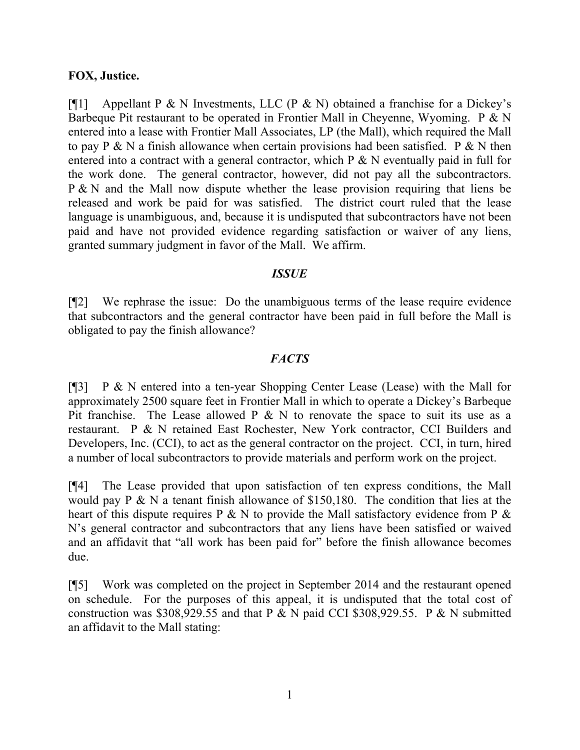**FOX, Justice.**

[¶1] Appellant P & N Investments, LLC (P & N) obtained a franchise for a Dickey's Barbeque Pit restaurant to be operated in Frontier Mall in Cheyenne, Wyoming. P & N entered into a lease with Frontier Mall Associates, LP (the Mall), which required the Mall to pay P & N a finish allowance when certain provisions had been satisfied. P & N then entered into a contract with a general contractor, which P & N eventually paid in full for the work done. The general contractor, however, did not pay all the subcontractors. P & N and the Mall now dispute whether the lease provision requiring that liens be released and work be paid for was satisfied. The district court ruled that the lease language is unambiguous, and, because it is undisputed that subcontractors have not been paid and have not provided evidence regarding satisfaction or waiver of any liens, granted summary judgment in favor of the Mall. We affirm.

### *ISSUE*

[¶2] We rephrase the issue: Do the unambiguous terms of the lease require evidence that subcontractors and the general contractor have been paid in full before the Mall is obligated to pay the finish allowance?

### *FACTS*

[¶3] P & N entered into a ten-year Shopping Center Lease (Lease) with the Mall for approximately 2500 square feet in Frontier Mall in which to operate a Dickey's Barbeque Pit franchise. The Lease allowed P & N to renovate the space to suit its use as a restaurant. P & N retained East Rochester, New York contractor, CCI Builders and Developers, Inc. (CCI), to act as the general contractor on the project. CCI, in turn, hired a number of local subcontractors to provide materials and perform work on the project.

[¶4] The Lease provided that upon satisfaction of ten express conditions, the Mall would pay P & N a tenant finish allowance of $150,180. The condition that lies at the heart of this dispute requires P & N to provide the Mall satisfactory evidence from P & N's general contractor and subcontractors that any liens have been satisfied or waived and an affidavit that "all work has been paid for" before the finish allowance becomes due.

[¶5] Work was completed on the project in September 2014 and the restaurant opened on schedule. For the purposes of this appeal, it is undisputed that the total cost of construction was $308,929.55 and that P & N paid CCI $308,929.55. P & N submitted an affidavit to the Mall stating: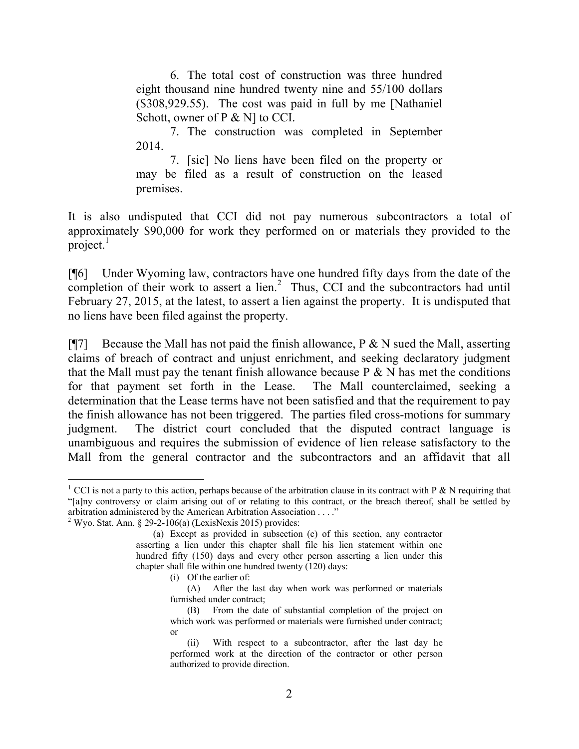> 6. The total cost of construction was three hundred eight thousand nine hundred twenty nine and 55/100 dollars ($308,929.55). The cost was paid in full by me [Nathaniel Schott, owner of P & N] to CCI.
>
> 7. The construction was completed in September 2014.
>
> 7. [sic] No liens have been filed on the property or may be filed as a result of construction on the leased premises.

It is also undisputed that CCI did not pay numerous subcontractors a total of approximately $90,000 for work they performed on or materials they provided to the project.[1]

[¶6] Under Wyoming law, contractors have one hundred fifty days from the date of the completion of their work to assert a lien.[2] Thus, CCI and the subcontractors had until February 27, 2015, at the latest, to assert a lien against the property. It is undisputed that no liens have been filed against the property.

[¶7] Because the Mall has not paid the finish allowance, P & N sued the Mall, asserting claims of breach of contract and unjust enrichment, and seeking declaratory judgment that the Mall must pay the tenant finish allowance because P & N has met the conditions for that payment set forth in the Lease. The Mall counterclaimed, seeking a determination that the Lease terms have not been satisfied and that the requirement to pay the finish allowance has not been triggered. The parties filed cross-motions for summary judgment. The district court concluded that the disputed contract language is unambiguous and requires the submission of evidence of lien release satisfactory to the Mall from the general contractor and the subcontractors and an affidavit that all

---

[1] CCI is not a party to this action, perhaps because of the arbitration clause in its contract with P & N requiring that "[a]ny controversy or claim arising out of or relating to this contract, or the breach thereof, shall be settled by arbitration administered by the American Arbitration Association . . . ."

[2] Wyo. Stat. Ann. § 29-2-106(a) (LexisNexis 2015) provides:

> (a) Except as provided in subsection (c) of this section, any contractor asserting a lien under this chapter shall file his lien statement within one hundred fifty (150) days and every other person asserting a lien under this chapter shall file within one hundred twenty (120) days:
>
> (i) Of the earlier of:
>
> (A) After the last day when work was performed or materials furnished under contract;
>
> (B) From the date of substantial completion of the project on which work was performed or materials were furnished under contract; or
>
> (ii) With respect to a subcontractor, after the last day he performed work at the direction of the contractor or other person authorized to provide direction.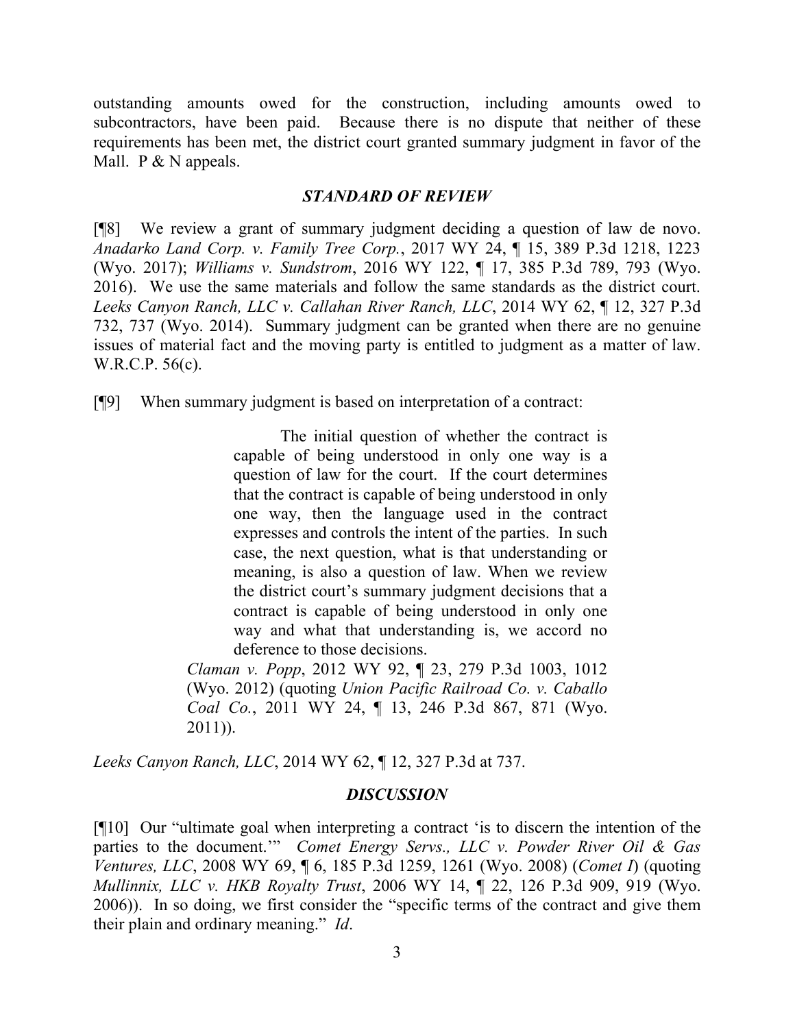outstanding amounts owed for the construction, including amounts owed to subcontractors, have been paid. Because there is no dispute that neither of these requirements has been met, the district court granted summary judgment in favor of the Mall. P & N appeals.

### *STANDARD OF REVIEW*

[¶8] We review a grant of summary judgment deciding a question of law de novo. *Anadarko Land Corp. v. Family Tree Corp.*, 2017 WY 24, ¶ 15, 389 P.3d 1218, 1223 (Wyo. 2017); *Williams v. Sundstrom*, 2016 WY 122, ¶ 17, 385 P.3d 789, 793 (Wyo. 2016). We use the same materials and follow the same standards as the district court. *Leeks Canyon Ranch, LLC v. Callahan River Ranch, LLC*, 2014 WY 62, ¶ 12, 327 P.3d 732, 737 (Wyo. 2014). Summary judgment can be granted when there are no genuine issues of material fact and the moving party is entitled to judgment as a matter of law. W.R.C.P. 56(c).

[¶9] When summary judgment is based on interpretation of a contract:

> The initial question of whether the contract is capable of being understood in only one way is a question of law for the court. If the court determines that the contract is capable of being understood in only one way, then the language used in the contract expresses and controls the intent of the parties. In such case, the next question, what is that understanding or meaning, is also a question of law. When we review the district court's summary judgment decisions that a contract is capable of being understood in only one way and what that understanding is, we accord no deference to those decisions.
>
> *Claman v. Popp*, 2012 WY 92, ¶ 23, 279 P.3d 1003, 1012 (Wyo. 2012) (quoting *Union Pacific Railroad Co. v. Caballo Coal Co.*, 2011 WY 24, ¶ 13, 246 P.3d 867, 871 (Wyo. 2011)).

*Leeks Canyon Ranch, LLC*, 2014 WY 62, ¶ 12, 327 P.3d at 737.

### *DISCUSSION*

[¶10] Our "ultimate goal when interpreting a contract 'is to discern the intention of the parties to the document.'" *Comet Energy Servs., LLC v. Powder River Oil & Gas Ventures, LLC*, 2008 WY 69, ¶ 6, 185 P.3d 1259, 1261 (Wyo. 2008) (*Comet I*) (quoting *Mullinnix, LLC v. HKB Royalty Trust*, 2006 WY 14, ¶ 22, 126 P.3d 909, 919 (Wyo. 2006)). In so doing, we first consider the "specific terms of the contract and give them their plain and ordinary meaning." *Id*.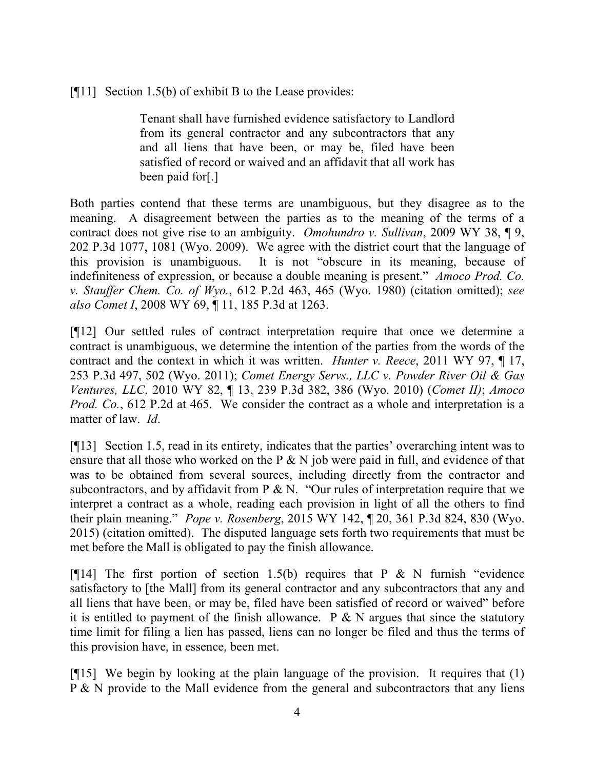[¶11] Section 1.5(b) of exhibit B to the Lease provides:

> Tenant shall have furnished evidence satisfactory to Landlord from its general contractor and any subcontractors that any and all liens that have been, or may be, filed have been satisfied of record or waived and an affidavit that all work has been paid for[.]

Both parties contend that these terms are unambiguous, but they disagree as to the meaning. A disagreement between the parties as to the meaning of the terms of a contract does not give rise to an ambiguity. *Omohundro v. Sullivan*, 2009 WY 38, ¶ 9, 202 P.3d 1077, 1081 (Wyo. 2009). We agree with the district court that the language of this provision is unambiguous. It is not "obscure in its meaning, because of indefiniteness of expression, or because a double meaning is present." *Amoco Prod. Co. v. Stauffer Chem. Co. of Wyo.*, 612 P.2d 463, 465 (Wyo. 1980) (citation omitted); *see also Comet I*, 2008 WY 69, ¶ 11, 185 P.3d at 1263.

[¶12] Our settled rules of contract interpretation require that once we determine a contract is unambiguous, we determine the intention of the parties from the words of the contract and the context in which it was written. *Hunter v. Reece*, 2011 WY 97, ¶ 17, 253 P.3d 497, 502 (Wyo. 2011); *Comet Energy Servs., LLC v. Powder River Oil & Gas Ventures, LLC*, 2010 WY 82, ¶ 13, 239 P.3d 382, 386 (Wyo. 2010) (*Comet II)*; *Amoco Prod. Co.*, 612 P.2d at 465. We consider the contract as a whole and interpretation is a matter of law. *Id*.

[¶13] Section 1.5, read in its entirety, indicates that the parties' overarching intent was to ensure that all those who worked on the P & N job were paid in full, and evidence of that was to be obtained from several sources, including directly from the contractor and subcontractors, and by affidavit from P & N. "Our rules of interpretation require that we interpret a contract as a whole, reading each provision in light of all the others to find their plain meaning." *Pope v. Rosenberg*, 2015 WY 142, ¶ 20, 361 P.3d 824, 830 (Wyo. 2015) (citation omitted). The disputed language sets forth two requirements that must be met before the Mall is obligated to pay the finish allowance.

[¶14] The first portion of section 1.5(b) requires that P & N furnish "evidence satisfactory to [the Mall] from its general contractor and any subcontractors that any and all liens that have been, or may be, filed have been satisfied of record or waived" before it is entitled to payment of the finish allowance. P & N argues that since the statutory time limit for filing a lien has passed, liens can no longer be filed and thus the terms of this provision have, in essence, been met.

[¶15] We begin by looking at the plain language of the provision. It requires that (1) P & N provide to the Mall evidence from the general and subcontractors that any liens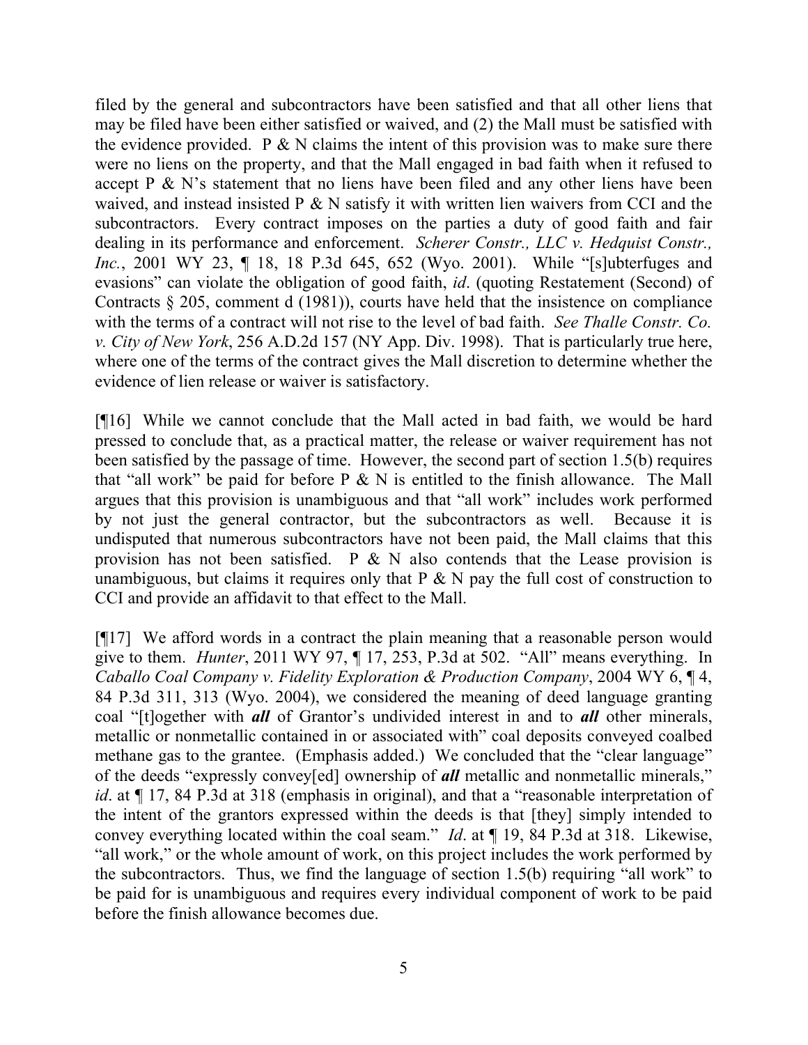filed by the general and subcontractors have been satisfied and that all other liens that may be filed have been either satisfied or waived, and (2) the Mall must be satisfied with the evidence provided. P & N claims the intent of this provision was to make sure there were no liens on the property, and that the Mall engaged in bad faith when it refused to accept P & N's statement that no liens have been filed and any other liens have been waived, and instead insisted P & N satisfy it with written lien waivers from CCI and the subcontractors. Every contract imposes on the parties a duty of good faith and fair dealing in its performance and enforcement. *Scherer Constr., LLC v. Hedquist Constr., Inc.*, 2001 WY 23, ¶ 18, 18 P.3d 645, 652 (Wyo. 2001). While "[s]ubterfuges and evasions" can violate the obligation of good faith, *id*. (quoting Restatement (Second) of Contracts § 205, comment d (1981)), courts have held that the insistence on compliance with the terms of a contract will not rise to the level of bad faith. *See Thalle Constr. Co. v. City of New York*, 256 A.D.2d 157 (NY App. Div. 1998). That is particularly true here, where one of the terms of the contract gives the Mall discretion to determine whether the evidence of lien release or waiver is satisfactory.

[¶16] While we cannot conclude that the Mall acted in bad faith, we would be hard pressed to conclude that, as a practical matter, the release or waiver requirement has not been satisfied by the passage of time. However, the second part of section 1.5(b) requires that "all work" be paid for before P & N is entitled to the finish allowance. The Mall argues that this provision is unambiguous and that "all work" includes work performed by not just the general contractor, but the subcontractors as well. Because it is undisputed that numerous subcontractors have not been paid, the Mall claims that this provision has not been satisfied. P & N also contends that the Lease provision is unambiguous, but claims it requires only that P & N pay the full cost of construction to CCI and provide an affidavit to that effect to the Mall.

[¶17] We afford words in a contract the plain meaning that a reasonable person would give to them. *Hunter*, 2011 WY 97, ¶ 17, 253, P.3d at 502. "All" means everything. In *Caballo Coal Company v. Fidelity Exploration & Production Company*, 2004 WY 6, ¶ 4, 84 P.3d 311, 313 (Wyo. 2004), we considered the meaning of deed language granting coal "[t]ogether with ***all*** of Grantor's undivided interest in and to ***all*** other minerals, metallic or nonmetallic contained in or associated with" coal deposits conveyed coalbed methane gas to the grantee. (Emphasis added.) We concluded that the "clear language" of the deeds "expressly convey[ed] ownership of ***all*** metallic and nonmetallic minerals," *id*. at ¶ 17, 84 P.3d at 318 (emphasis in original), and that a "reasonable interpretation of the intent of the grantors expressed within the deeds is that [they] simply intended to convey everything located within the coal seam." *Id*. at ¶ 19, 84 P.3d at 318. Likewise, "all work," or the whole amount of work, on this project includes the work performed by the subcontractors. Thus, we find the language of section 1.5(b) requiring "all work" to be paid for is unambiguous and requires every individual component of work to be paid before the finish allowance becomes due.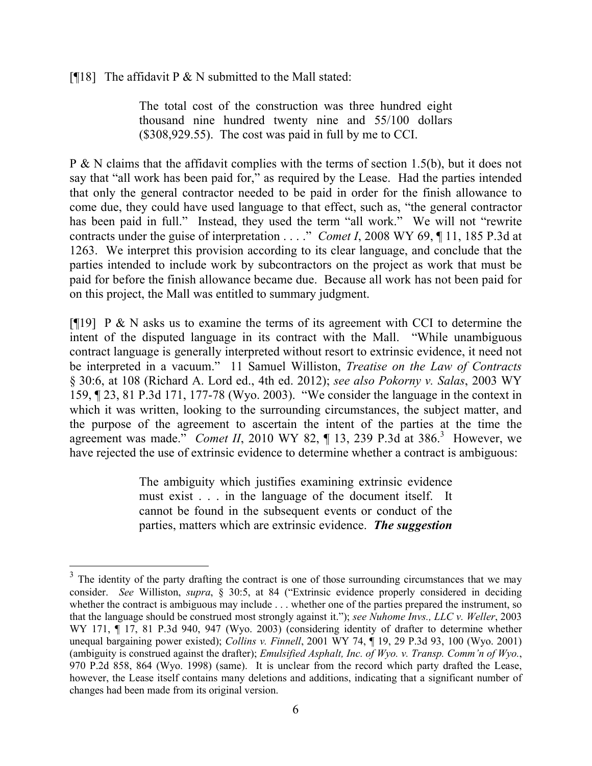[¶18] The affidavit P & N submitted to the Mall stated:

> The total cost of the construction was three hundred eight thousand nine hundred twenty nine and 55/100 dollars ($308,929.55). The cost was paid in full by me to CCI.

P & N claims that the affidavit complies with the terms of section 1.5(b), but it does not say that "all work has been paid for," as required by the Lease. Had the parties intended that only the general contractor needed to be paid in order for the finish allowance to come due, they could have used language to that effect, such as, "the general contractor has been paid in full." Instead, they used the term "all work." We will not "rewrite contracts under the guise of interpretation . . . ." *Comet I*, 2008 WY 69, ¶ 11, 185 P.3d at 1263. We interpret this provision according to its clear language, and conclude that the parties intended to include work by subcontractors on the project as work that must be paid for before the finish allowance became due. Because all work has not been paid for on this project, the Mall was entitled to summary judgment.

[¶19] P & N asks us to examine the terms of its agreement with CCI to determine the intent of the disputed language in its contract with the Mall. "While unambiguous contract language is generally interpreted without resort to extrinsic evidence, it need not be interpreted in a vacuum." 11 Samuel Williston, *Treatise on the Law of Contracts* § 30:6, at 108 (Richard A. Lord ed., 4th ed. 2012); *see also Pokorny v. Salas*, 2003 WY 159, ¶ 23, 81 P.3d 171, 177-78 (Wyo. 2003). "We consider the language in the context in which it was written, looking to the surrounding circumstances, the subject matter, and the purpose of the agreement to ascertain the intent of the parties at the time the agreement was made." *Comet II*, 2010 WY 82, ¶ 13, 239 P.3d at 386.[3] However, we have rejected the use of extrinsic evidence to determine whether a contract is ambiguous:

> The ambiguity which justifies examining extrinsic evidence must exist . . . in the language of the document itself. It cannot be found in the subsequent events or conduct of the parties, matters which are extrinsic evidence. ***The suggestion***

---

[3] The identity of the party drafting the contract is one of those surrounding circumstances that we may consider. *See* Williston, *supra*, § 30:5, at 84 ("Extrinsic evidence properly considered in deciding whether the contract is ambiguous may include . . . whether one of the parties prepared the instrument, so that the language should be construed most strongly against it."); *see Nuhome Invs., LLC v. Weller*, 2003 WY 171, ¶ 17, 81 P.3d 940, 947 (Wyo. 2003) (considering identity of drafter to determine whether unequal bargaining power existed); *Collins v. Finnell*, 2001 WY 74, ¶ 19, 29 P.3d 93, 100 (Wyo. 2001) (ambiguity is construed against the drafter); *Emulsified Asphalt, Inc. of Wyo. v. Transp. Comm'n of Wyo.*, 970 P.2d 858, 864 (Wyo. 1998) (same). It is unclear from the record which party drafted the Lease, however, the Lease itself contains many deletions and additions, indicating that a significant number of changes had been made from its original version.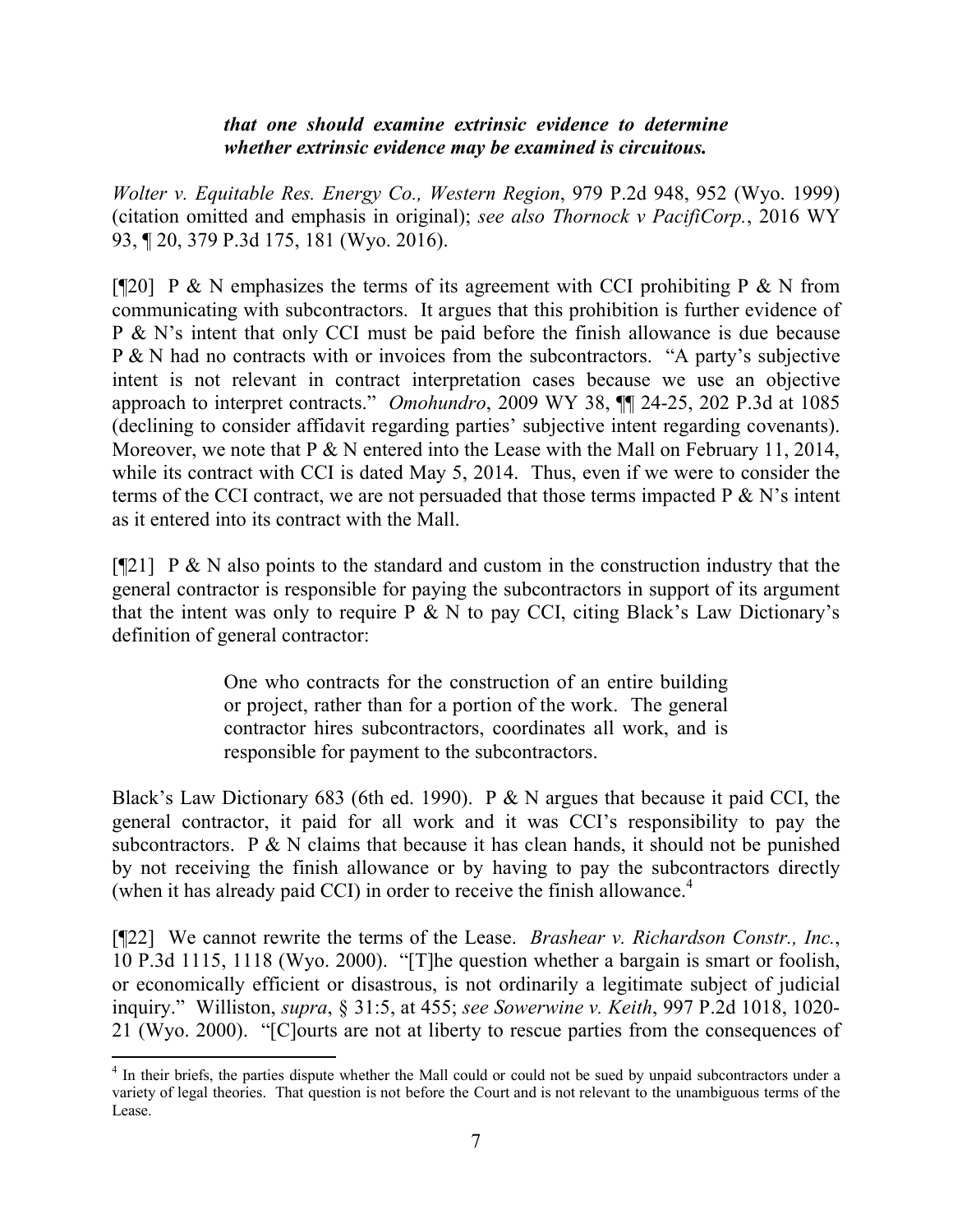> ***that one should examine extrinsic evidence to determine whether extrinsic evidence may be examined is circuitous.***

*Wolter v. Equitable Res. Energy Co., Western Region*, 979 P.2d 948, 952 (Wyo. 1999) (citation omitted and emphasis in original); *see also Thornock v PacifiCorp.*, 2016 WY 93, ¶ 20, 379 P.3d 175, 181 (Wyo. 2016).

[¶20] P & N emphasizes the terms of its agreement with CCI prohibiting P & N from communicating with subcontractors. It argues that this prohibition is further evidence of P & N's intent that only CCI must be paid before the finish allowance is due because P & N had no contracts with or invoices from the subcontractors. "A party's subjective intent is not relevant in contract interpretation cases because we use an objective approach to interpret contracts." *Omohundro*, 2009 WY 38, ¶¶ 24-25, 202 P.3d at 1085 (declining to consider affidavit regarding parties' subjective intent regarding covenants). Moreover, we note that P & N entered into the Lease with the Mall on February 11, 2014, while its contract with CCI is dated May 5, 2014. Thus, even if we were to consider the terms of the CCI contract, we are not persuaded that those terms impacted P & N's intent as it entered into its contract with the Mall.

[¶21] P & N also points to the standard and custom in the construction industry that the general contractor is responsible for paying the subcontractors in support of its argument that the intent was only to require P & N to pay CCI, citing Black's Law Dictionary's definition of general contractor:

> One who contracts for the construction of an entire building or project, rather than for a portion of the work. The general contractor hires subcontractors, coordinates all work, and is responsible for payment to the subcontractors.

Black's Law Dictionary 683 (6th ed. 1990). P & N argues that because it paid CCI, the general contractor, it paid for all work and it was CCI's responsibility to pay the subcontractors. P & N claims that because it has clean hands, it should not be punished by not receiving the finish allowance or by having to pay the subcontractors directly (when it has already paid CCI) in order to receive the finish allowance.[4]

[¶22] We cannot rewrite the terms of the Lease. *Brashear v. Richardson Constr., Inc.*, 10 P.3d 1115, 1118 (Wyo. 2000). "[T]he question whether a bargain is smart or foolish, or economically efficient or disastrous, is not ordinarily a legitimate subject of judicial inquiry." Williston, *supra*, § 31:5, at 455; *see Sowerwine v. Keith*, 997 P.2d 1018, 1020-21 (Wyo. 2000). "[C]ourts are not at liberty to rescue parties from the consequences of

---

[4] In their briefs, the parties dispute whether the Mall could or could not be sued by unpaid subcontractors under a variety of legal theories. That question is not before the Court and is not relevant to the unambiguous terms of the Lease.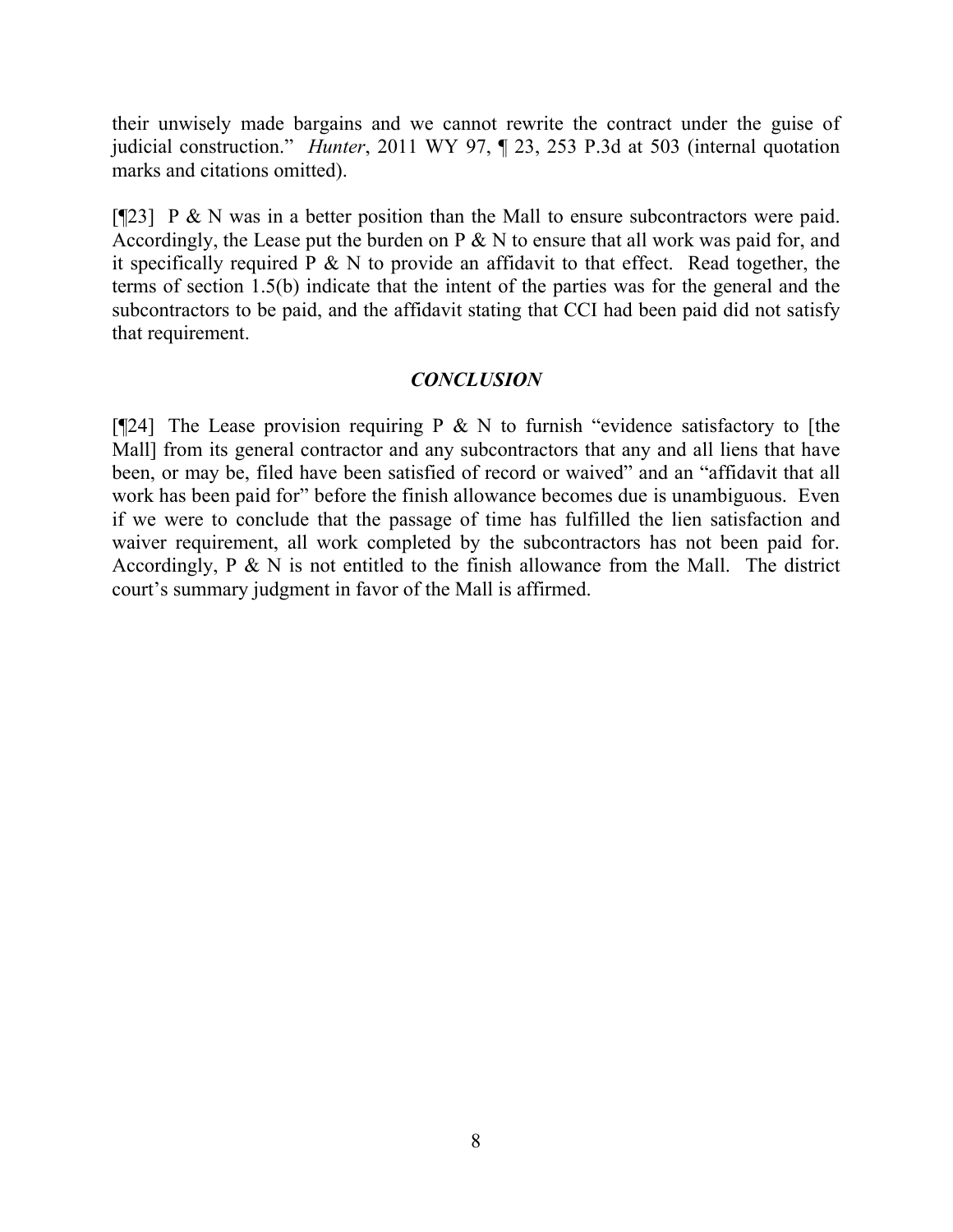their unwisely made bargains and we cannot rewrite the contract under the guise of judicial construction." *Hunter*, 2011 WY 97, ¶ 23, 253 P.3d at 503 (internal quotation marks and citations omitted).

[¶23] P & N was in a better position than the Mall to ensure subcontractors were paid. Accordingly, the Lease put the burden on P & N to ensure that all work was paid for, and it specifically required P & N to provide an affidavit to that effect. Read together, the terms of section 1.5(b) indicate that the intent of the parties was for the general and the subcontractors to be paid, and the affidavit stating that CCI had been paid did not satisfy that requirement.

## ***CONCLUSION***

[¶24] The Lease provision requiring P & N to furnish "evidence satisfactory to [the Mall] from its general contractor and any subcontractors that any and all liens that have been, or may be, filed have been satisfied of record or waived" and an "affidavit that all work has been paid for" before the finish allowance becomes due is unambiguous. Even if we were to conclude that the passage of time has fulfilled the lien satisfaction and waiver requirement, all work completed by the subcontractors has not been paid for. Accordingly, P & N is not entitled to the finish allowance from the Mall. The district court's summary judgment in favor of the Mall is affirmed.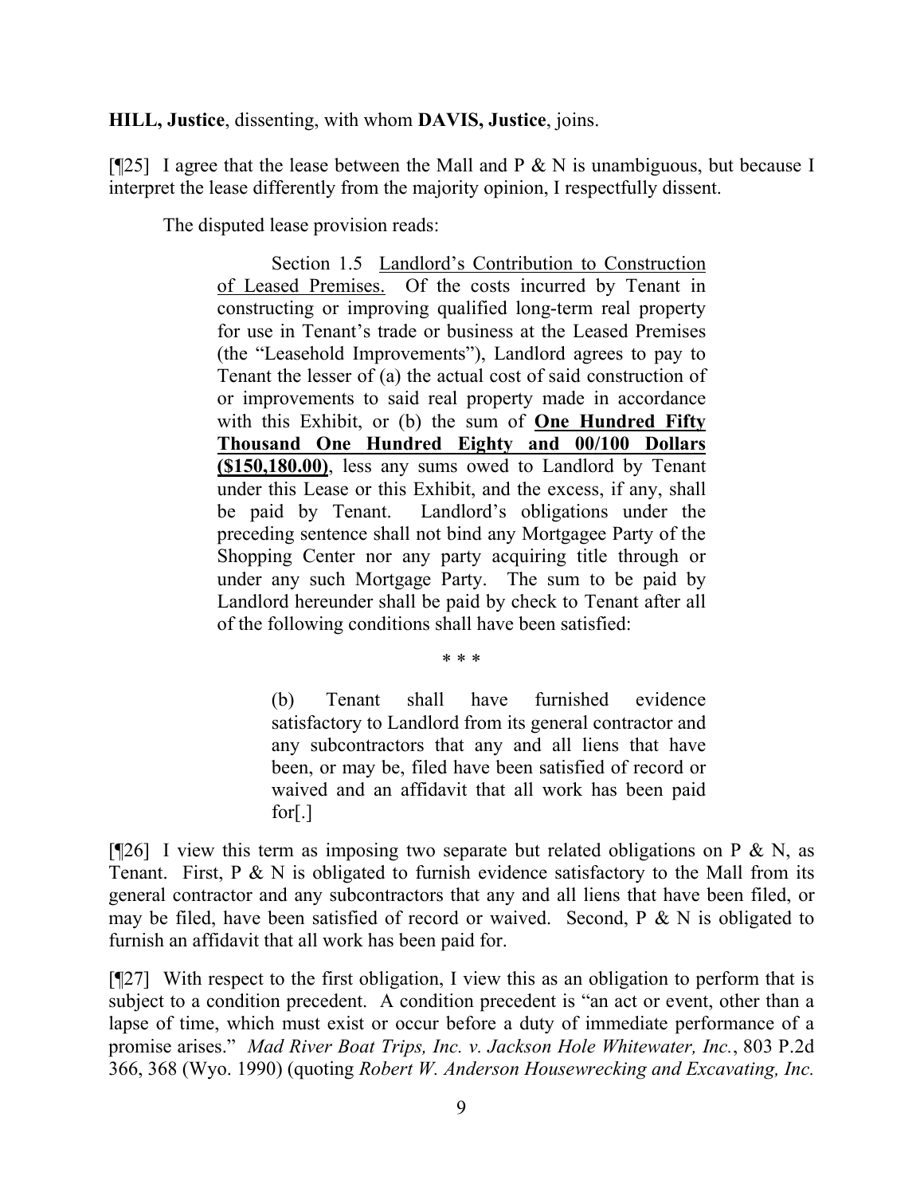**HILL, Justice**, dissenting, with whom **DAVIS, Justice**, joins.

[¶25] I agree that the lease between the Mall and P & N is unambiguous, but because I interpret the lease differently from the majority opinion, I respectfully dissent.

The disputed lease provision reads:

> Section 1.5 Landlord's Contribution to Construction of Leased Premises. Of the costs incurred by Tenant in constructing or improving qualified long-term real property for use in Tenant's trade or business at the Leased Premises (the "Leasehold Improvements"), Landlord agrees to pay to Tenant the lesser of (a) the actual cost of said construction of or improvements to said real property made in accordance with this Exhibit, or (b) the sum of **One Hundred Fifty Thousand One Hundred Eighty and 00/100 Dollars ($150,180.00)**, less any sums owed to Landlord by Tenant under this Lease or this Exhibit, and the excess, if any, shall be paid by Tenant. Landlord's obligations under the preceding sentence shall not bind any Mortgagee Party of the Shopping Center nor any party acquiring title through or under any such Mortgage Party. The sum to be paid by Landlord hereunder shall be paid by check to Tenant after all of the following conditions shall have been satisfied:
>
> \* \* \*
>
> (b) Tenant shall have furnished evidence satisfactory to Landlord from its general contractor and any subcontractors that any and all liens that have been, or may be, filed have been satisfied of record or waived and an affidavit that all work has been paid for[.]

[¶26] I view this term as imposing two separate but related obligations on P & N, as Tenant. First, P & N is obligated to furnish evidence satisfactory to the Mall from its general contractor and any subcontractors that any and all liens that have been filed, or may be filed, have been satisfied of record or waived. Second, P & N is obligated to furnish an affidavit that all work has been paid for.

[¶27] With respect to the first obligation, I view this as an obligation to perform that is subject to a condition precedent. A condition precedent is "an act or event, other than a lapse of time, which must exist or occur before a duty of immediate performance of a promise arises." *Mad River Boat Trips, Inc. v. Jackson Hole Whitewater, Inc.*, 803 P.2d 366, 368 (Wyo. 1990) (quoting *Robert W. Anderson Housewrecking and Excavating, Inc.*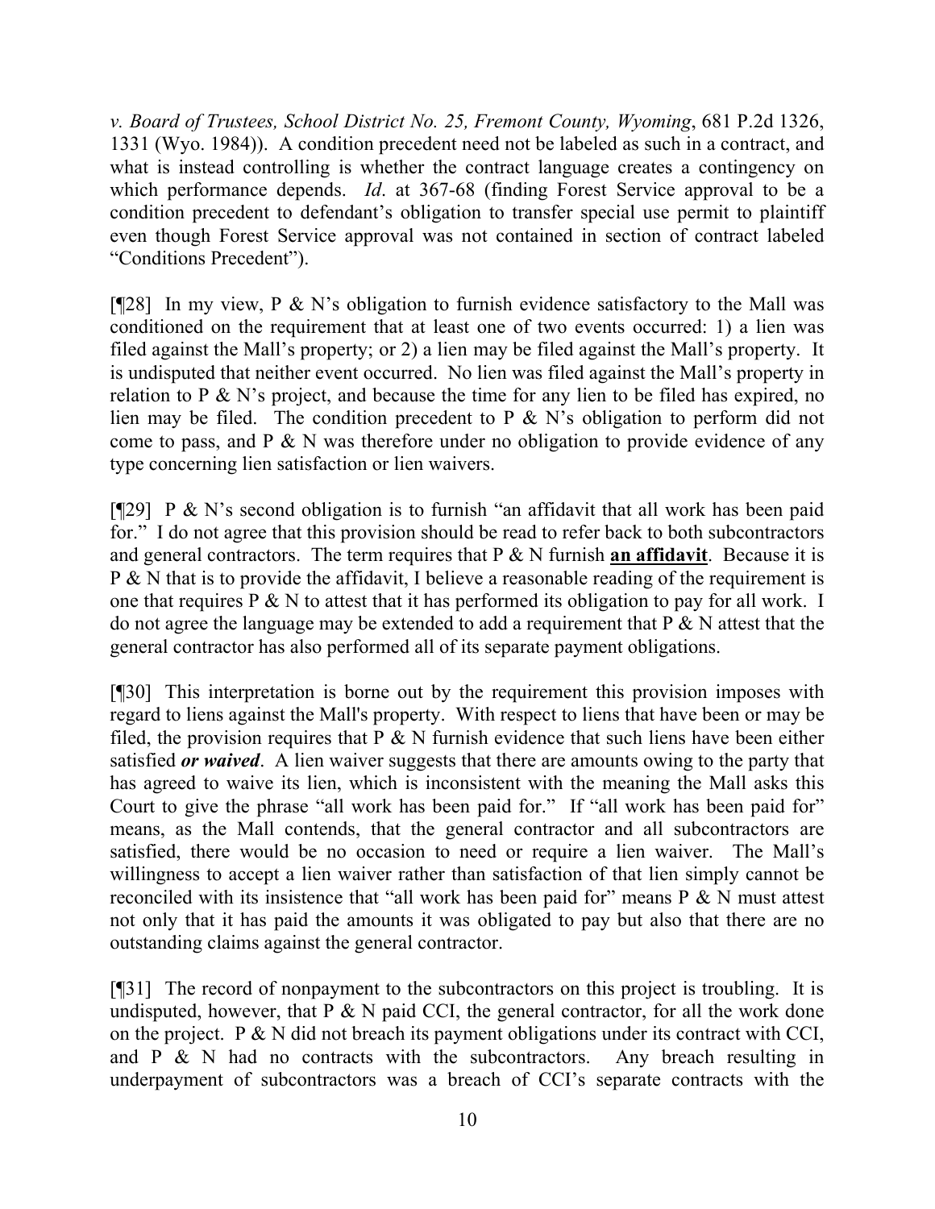*v. Board of Trustees, School District No. 25, Fremont County, Wyoming*, 681 P.2d 1326, 1331 (Wyo. 1984)). A condition precedent need not be labeled as such in a contract, and what is instead controlling is whether the contract language creates a contingency on which performance depends. *Id*. at 367-68 (finding Forest Service approval to be a condition precedent to defendant's obligation to transfer special use permit to plaintiff even though Forest Service approval was not contained in section of contract labeled "Conditions Precedent").

[¶28] In my view, P & N's obligation to furnish evidence satisfactory to the Mall was conditioned on the requirement that at least one of two events occurred: 1) a lien was filed against the Mall's property; or 2) a lien may be filed against the Mall's property. It is undisputed that neither event occurred. No lien was filed against the Mall's property in relation to P & N's project, and because the time for any lien to be filed has expired, no lien may be filed. The condition precedent to P & N's obligation to perform did not come to pass, and P & N was therefore under no obligation to provide evidence of any type concerning lien satisfaction or lien waivers.

[¶29] P & N's second obligation is to furnish "an affidavit that all work has been paid for." I do not agree that this provision should be read to refer back to both subcontractors and general contractors. The term requires that P & N furnish **an affidavit**. Because it is P & N that is to provide the affidavit, I believe a reasonable reading of the requirement is one that requires P & N to attest that it has performed its obligation to pay for all work. I do not agree the language may be extended to add a requirement that P & N attest that the general contractor has also performed all of its separate payment obligations.

[¶30] This interpretation is borne out by the requirement this provision imposes with regard to liens against the Mall's property. With respect to liens that have been or may be filed, the provision requires that P & N furnish evidence that such liens have been either satisfied ***or waived***. A lien waiver suggests that there are amounts owing to the party that has agreed to waive its lien, which is inconsistent with the meaning the Mall asks this Court to give the phrase "all work has been paid for." If "all work has been paid for" means, as the Mall contends, that the general contractor and all subcontractors are satisfied, there would be no occasion to need or require a lien waiver. The Mall's willingness to accept a lien waiver rather than satisfaction of that lien simply cannot be reconciled with its insistence that "all work has been paid for" means P & N must attest not only that it has paid the amounts it was obligated to pay but also that there are no outstanding claims against the general contractor.

[¶31] The record of nonpayment to the subcontractors on this project is troubling. It is undisputed, however, that P & N paid CCI, the general contractor, for all the work done on the project. P & N did not breach its payment obligations under its contract with CCI, and P & N had no contracts with the subcontractors. Any breach resulting in underpayment of subcontractors was a breach of CCI's separate contracts with the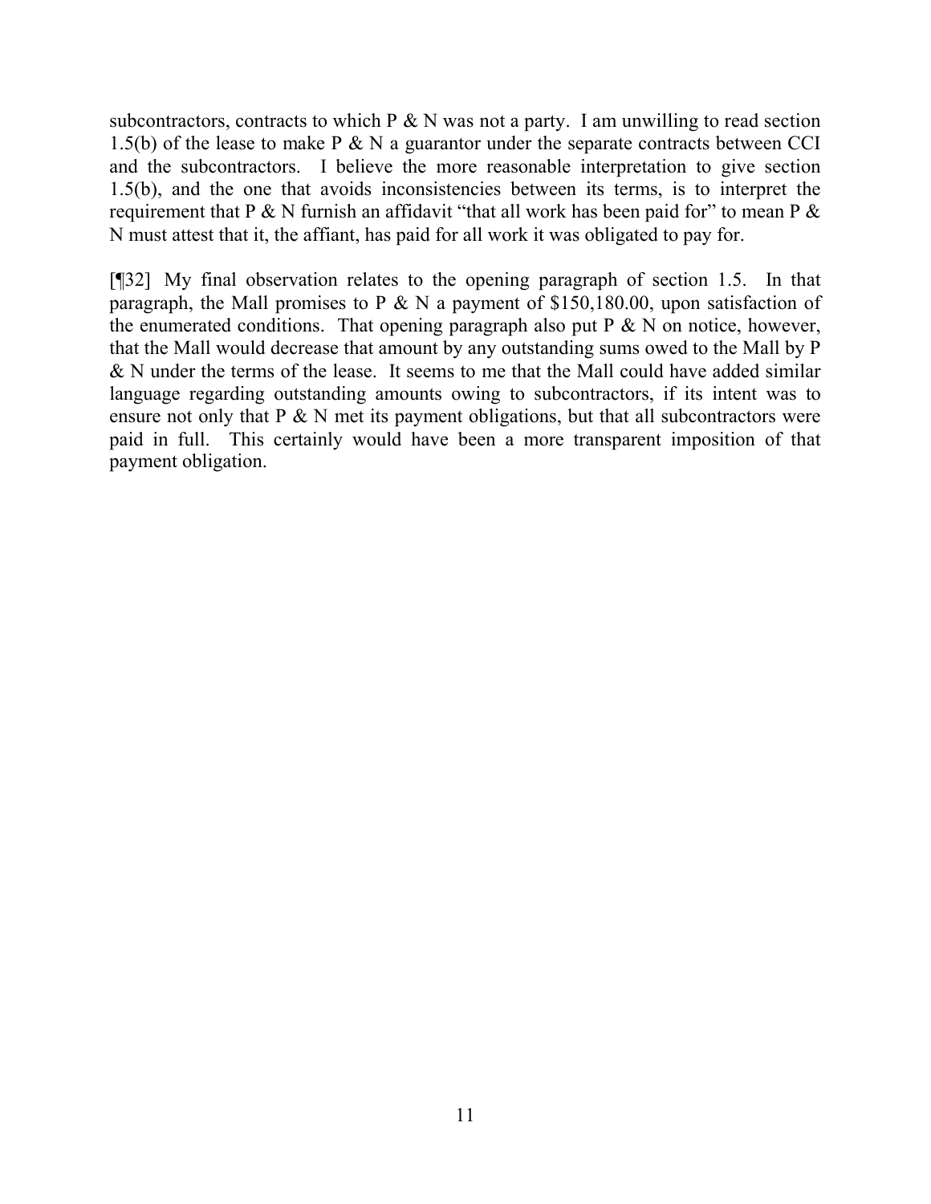subcontractors, contracts to which P & N was not a party. I am unwilling to read section 1.5(b) of the lease to make P & N a guarantor under the separate contracts between CCI and the subcontractors. I believe the more reasonable interpretation to give section 1.5(b), and the one that avoids inconsistencies between its terms, is to interpret the requirement that P & N furnish an affidavit "that all work has been paid for" to mean P & N must attest that it, the affiant, has paid for all work it was obligated to pay for.

[¶32] My final observation relates to the opening paragraph of section 1.5. In that paragraph, the Mall promises to P & N a payment of $150,180.00, upon satisfaction of the enumerated conditions. That opening paragraph also put P & N on notice, however, that the Mall would decrease that amount by any outstanding sums owed to the Mall by P & N under the terms of the lease. It seems to me that the Mall could have added similar language regarding outstanding amounts owing to subcontractors, if its intent was to ensure not only that P & N met its payment obligations, but that all subcontractors were paid in full. This certainly would have been a more transparent imposition of that payment obligation.